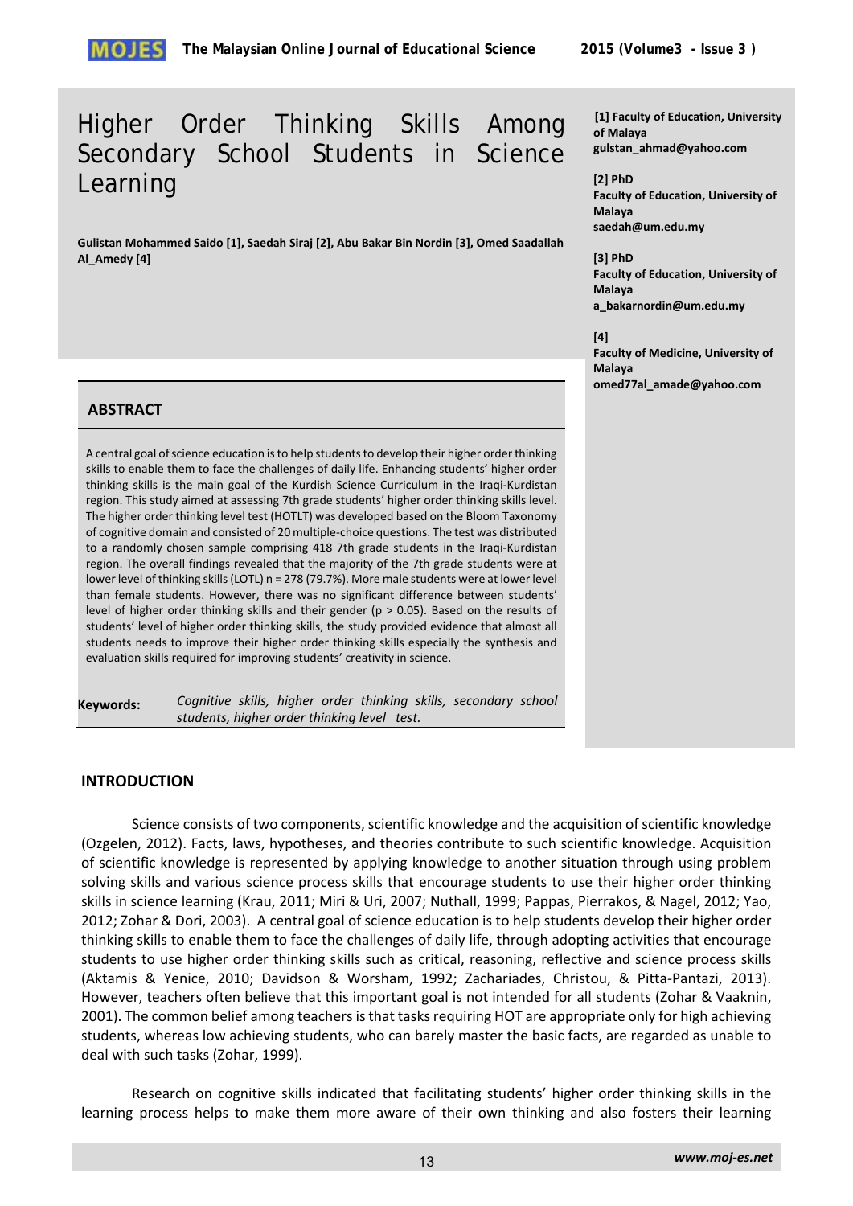# Higher Order Thinking Skills Among Secondary School Students in Science Learning

**Gulistan Mohammed Saido [1], Saedah Siraj [2], Abu Bakar Bin Nordin [3], Omed Saadallah Al_Amedy [4]**

**[1] Faculty of Education, University of Malaya**
**gulstan_ahmad@yahoo.com**

**[2] PhD**
**Faculty of Education, University of Malaya**
**saedah@um.edu.my**

**[3] PhD**
**Faculty of Education, University of Malaya**
**a_bakarnordin@um.edu.my**

**[4]**
**Faculty of Medicine, University of Malaya**
**omed77al_amade@yahoo.com**

## ABSTRACT

A central goal of science education is to help students to develop their higher order thinking skills to enable them to face the challenges of daily life. Enhancing students' higher order thinking skills is the main goal of the Kurdish Science Curriculum in the Iraqi-Kurdistan region. This study aimed at assessing 7th grade students' higher order thinking skills level. The higher order thinking level test (HOTLT) was developed based on the Bloom Taxonomy of cognitive domain and consisted of 20 multiple-choice questions. The test was distributed to a randomly chosen sample comprising 418 7th grade students in the Iraqi-Kurdistan region. The overall findings revealed that the majority of the 7th grade students were at lower level of thinking skills (LOTL) n = 278 (79.7%). More male students were at lower level than female students. However, there was no significant difference between students' level of higher order thinking skills and their gender ($p > 0.05$). Based on the results of students' level of higher order thinking skills, the study provided evidence that almost all students needs to improve their higher order thinking skills especially the synthesis and evaluation skills required for improving students' creativity in science.

**Keywords:** *Cognitive skills, higher order thinking skills, secondary school students, higher order thinking level test.*

## INTRODUCTION

Science consists of two components, scientific knowledge and the acquisition of scientific knowledge (Ozgelen, 2012). Facts, laws, hypotheses, and theories contribute to such scientific knowledge. Acquisition of scientific knowledge is represented by applying knowledge to another situation through using problem solving skills and various science process skills that encourage students to use their higher order thinking skills in science learning (Krau, 2011; Miri & Uri, 2007; Nuthall, 1999; Pappas, Pierrakos, & Nagel, 2012; Yao, 2012; Zohar & Dori, 2003). A central goal of science education is to help students develop their higher order thinking skills to enable them to face the challenges of daily life, through adopting activities that encourage students to use higher order thinking skills such as critical, reasoning, reflective and science process skills (Aktamis & Yenice, 2010; Davidson & Worsham, 1992; Zachariades, Christou, & Pitta-Pantazi, 2013). However, teachers often believe that this important goal is not intended for all students (Zohar & Vaaknin, 2001). The common belief among teachers is that tasks requiring HOT are appropriate only for high achieving students, whereas low achieving students, who can barely master the basic facts, are regarded as unable to deal with such tasks (Zohar, 1999).

Research on cognitive skills indicated that facilitating students' higher order thinking skills in the learning process helps to make them more aware of their own thinking and also fosters their learning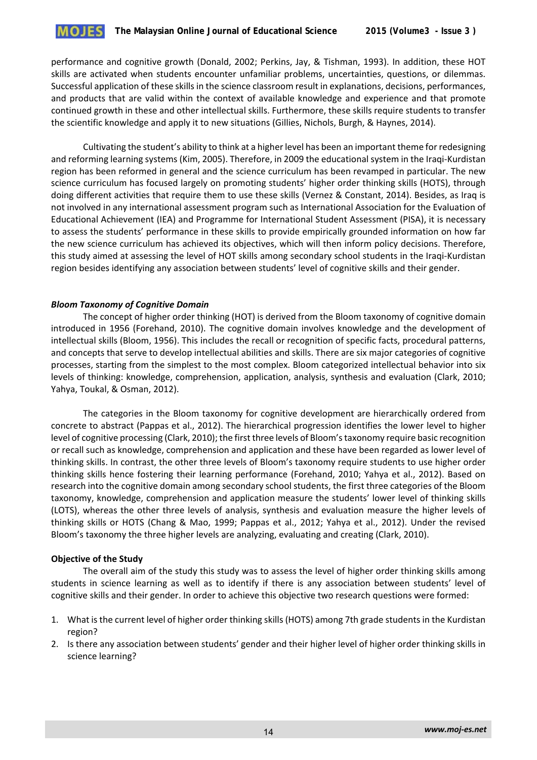performance and cognitive growth (Donald, 2002; Perkins, Jay, & Tishman, 1993). In addition, these HOT skills are activated when students encounter unfamiliar problems, uncertainties, questions, or dilemmas. Successful application of these skills in the science classroom result in explanations, decisions, performances, and products that are valid within the context of available knowledge and experience and that promote continued growth in these and other intellectual skills. Furthermore, these skills require students to transfer the scientific knowledge and apply it to new situations (Gillies, Nichols, Burgh, & Haynes, 2014).

Cultivating the student's ability to think at a higher level has been an important theme for redesigning and reforming learning systems (Kim, 2005). Therefore, in 2009 the educational system in the Iraqi-Kurdistan region has been reformed in general and the science curriculum has been revamped in particular. The new science curriculum has focused largely on promoting students' higher order thinking skills (HOTS), through doing different activities that require them to use these skills (Vernez & Constant, 2014). Besides, as Iraq is not involved in any international assessment program such as International Association for the Evaluation of Educational Achievement (IEA) and Programme for International Student Assessment (PISA), it is necessary to assess the students' performance in these skills to provide empirically grounded information on how far the new science curriculum has achieved its objectives, which will then inform policy decisions. Therefore, this study aimed at assessing the level of HOT skills among secondary school students in the Iraqi-Kurdistan region besides identifying any association between students' level of cognitive skills and their gender.

### *Bloom Taxonomy of Cognitive Domain*

The concept of higher order thinking (HOT) is derived from the Bloom taxonomy of cognitive domain introduced in 1956 (Forehand, 2010). The cognitive domain involves knowledge and the development of intellectual skills (Bloom, 1956). This includes the recall or recognition of specific facts, procedural patterns, and concepts that serve to develop intellectual abilities and skills. There are six major categories of cognitive processes, starting from the simplest to the most complex. Bloom categorized intellectual behavior into six levels of thinking: knowledge, comprehension, application, analysis, synthesis and evaluation (Clark, 2010; Yahya, Toukal, & Osman, 2012).

The categories in the Bloom taxonomy for cognitive development are hierarchically ordered from concrete to abstract (Pappas et al., 2012). The hierarchical progression identifies the lower level to higher level of cognitive processing (Clark, 2010); the first three levels of Bloom's taxonomy require basic recognition or recall such as knowledge, comprehension and application and these have been regarded as lower level of thinking skills. In contrast, the other three levels of Bloom's taxonomy require students to use higher order thinking skills hence fostering their learning performance (Forehand, 2010; Yahya et al., 2012). Based on research into the cognitive domain among secondary school students, the first three categories of the Bloom taxonomy, knowledge, comprehension and application measure the students' lower level of thinking skills (LOTS), whereas the other three levels of analysis, synthesis and evaluation measure the higher levels of thinking skills or HOTS (Chang & Mao, 1999; Pappas et al., 2012; Yahya et al., 2012). Under the revised Bloom's taxonomy the three higher levels are analyzing, evaluating and creating (Clark, 2010).

### **Objective of the Study**

The overall aim of the study this study was to assess the level of higher order thinking skills among students in science learning as well as to identify if there is any association between students' level of cognitive skills and their gender. In order to achieve this objective two research questions were formed:

1. What is the current level of higher order thinking skills (HOTS) among 7th grade students in the Kurdistan region?
2. Is there any association between students' gender and their higher level of higher order thinking skills in science learning?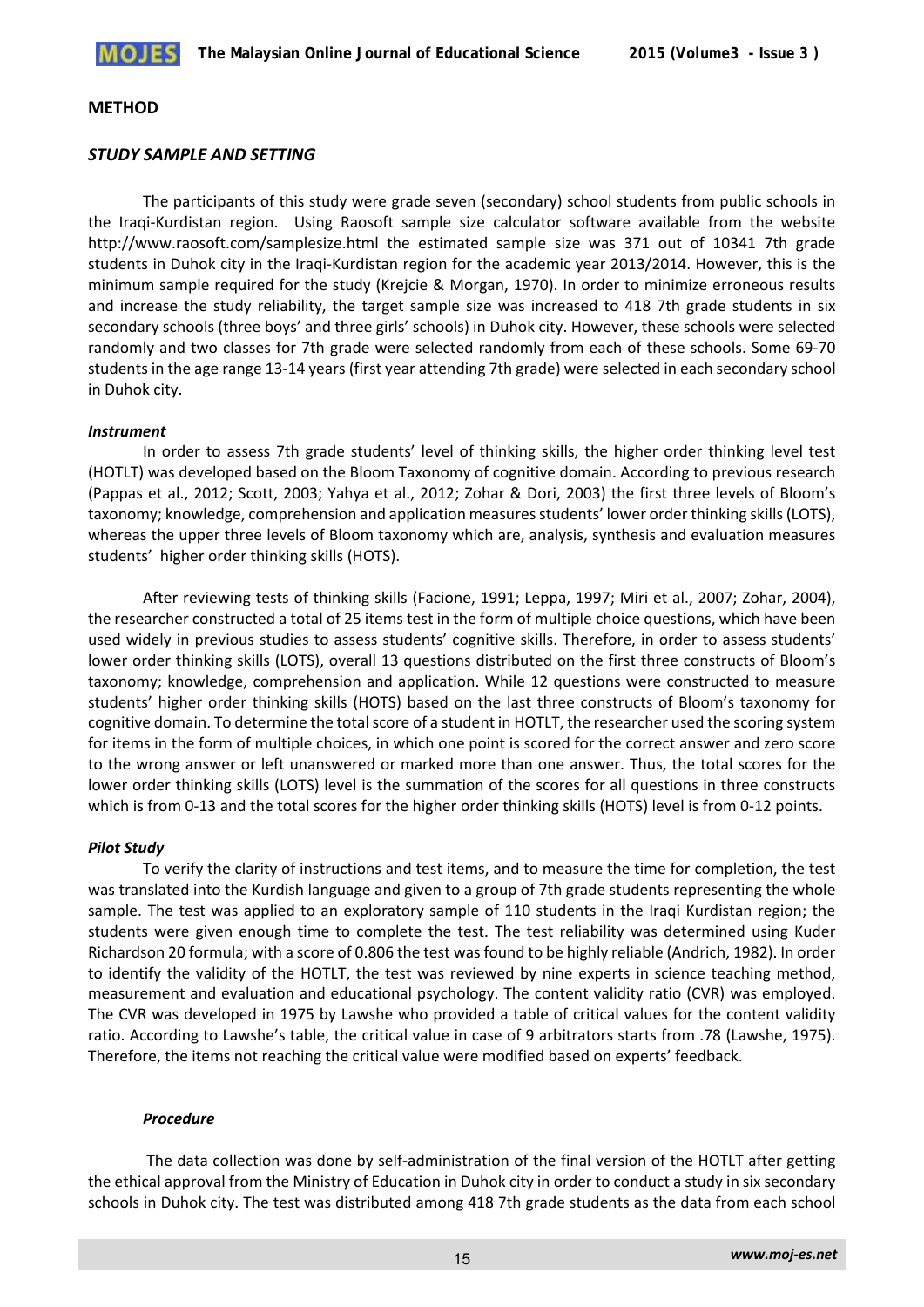## METHOD

### *STUDY SAMPLE AND SETTING*

The participants of this study were grade seven (secondary) school students from public schools in the Iraqi-Kurdistan region. Using Raosoft sample size calculator software available from the website http://www.raosoft.com/samplesize.html the estimated sample size was 371 out of 10341 7th grade students in Duhok city in the Iraqi-Kurdistan region for the academic year 2013/2014. However, this is the minimum sample required for the study (Krejcie & Morgan, 1970). In order to minimize erroneous results and increase the study reliability, the target sample size was increased to 418 7th grade students in six secondary schools (three boys' and three girls' schools) in Duhok city. However, these schools were selected randomly and two classes for 7th grade were selected randomly from each of these schools. Some 69-70 students in the age range 13-14 years (first year attending 7th grade) were selected in each secondary school in Duhok city.

#### *Instrument*

In order to assess 7th grade students' level of thinking skills, the higher order thinking level test (HOTLT) was developed based on the Bloom Taxonomy of cognitive domain. According to previous research (Pappas et al., 2012; Scott, 2003; Yahya et al., 2012; Zohar & Dori, 2003) the first three levels of Bloom's taxonomy; knowledge, comprehension and application measures students' lower order thinking skills (LOTS), whereas the upper three levels of Bloom taxonomy which are, analysis, synthesis and evaluation measures students' higher order thinking skills (HOTS).

After reviewing tests of thinking skills (Facione, 1991; Leppa, 1997; Miri et al., 2007; Zohar, 2004), the researcher constructed a total of 25 items test in the form of multiple choice questions, which have been used widely in previous studies to assess students' cognitive skills. Therefore, in order to assess students' lower order thinking skills (LOTS), overall 13 questions distributed on the first three constructs of Bloom's taxonomy; knowledge, comprehension and application. While 12 questions were constructed to measure students' higher order thinking skills (HOTS) based on the last three constructs of Bloom's taxonomy for cognitive domain. To determine the total score of a student in HOTLT, the researcher used the scoring system for items in the form of multiple choices, in which one point is scored for the correct answer and zero score to the wrong answer or left unanswered or marked more than one answer. Thus, the total scores for the lower order thinking skills (LOTS) level is the summation of the scores for all questions in three constructs which is from 0-13 and the total scores for the higher order thinking skills (HOTS) level is from 0-12 points.

#### *Pilot Study*

To verify the clarity of instructions and test items, and to measure the time for completion, the test was translated into the Kurdish language and given to a group of 7th grade students representing the whole sample. The test was applied to an exploratory sample of 110 students in the Iraqi Kurdistan region; the students were given enough time to complete the test. The test reliability was determined using Kuder Richardson 20 formula; with a score of 0.806 the test was found to be highly reliable (Andrich, 1982). In order to identify the validity of the HOTLT, the test was reviewed by nine experts in science teaching method, measurement and evaluation and educational psychology. The content validity ratio (CVR) was employed. The CVR was developed in 1975 by Lawshe who provided a table of critical values for the content validity ratio. According to Lawshe's table, the critical value in case of 9 arbitrators starts from .78 (Lawshe, 1975). Therefore, the items not reaching the critical value were modified based on experts' feedback.

#### *Procedure*

The data collection was done by self-administration of the final version of the HOTLT after getting the ethical approval from the Ministry of Education in Duhok city in order to conduct a study in six secondary schools in Duhok city. The test was distributed among 418 7th grade students as the data from each school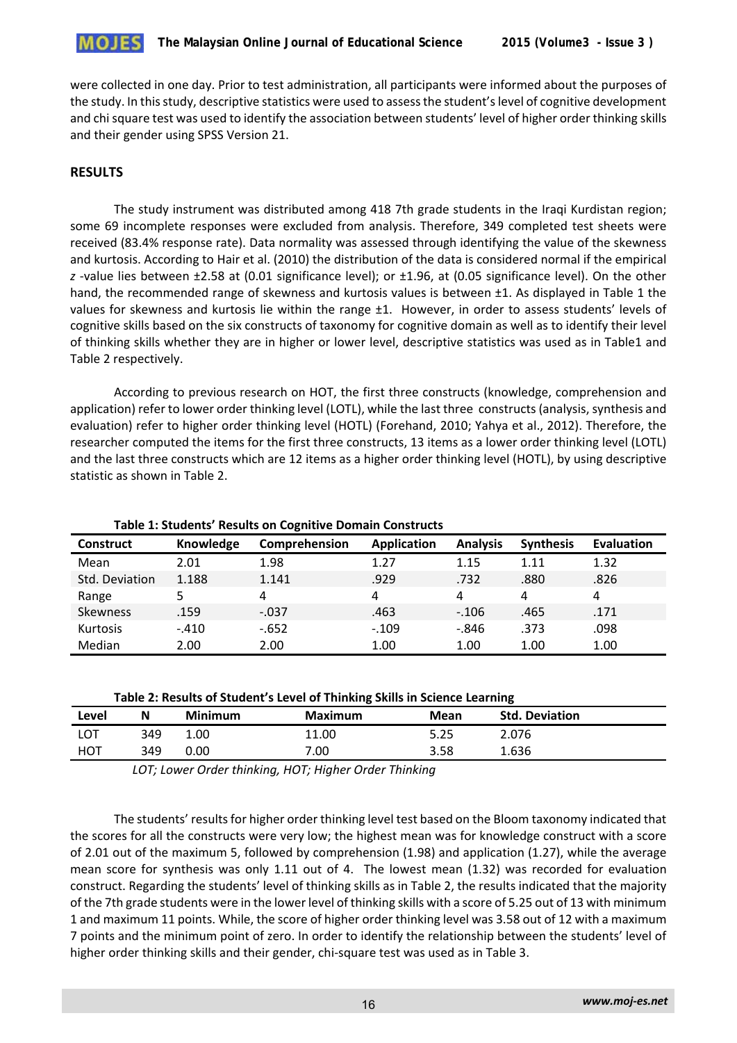were collected in one day. Prior to test administration, all participants were informed about the purposes of the study. In this study, descriptive statistics were used to assess the student's level of cognitive development and chi square test was used to identify the association between students' level of higher order thinking skills and their gender using SPSS Version 21.

## RESULTS

The study instrument was distributed among 418 7th grade students in the Iraqi Kurdistan region; some 69 incomplete responses were excluded from analysis. Therefore, 349 completed test sheets were received (83.4% response rate). Data normality was assessed through identifying the value of the skewness and kurtosis. According to Hair et al. (2010) the distribution of the data is considered normal if the empirical $z$ -value lies between ±2.58 at (0.01 significance level); or ±1.96, at (0.05 significance level). On the other hand, the recommended range of skewness and kurtosis values is between ±1. As displayed in Table 1 the values for skewness and kurtosis lie within the range ±1. However, in order to assess students' levels of cognitive skills based on the six constructs of taxonomy for cognitive domain as well as to identify their level of thinking skills whether they are in higher or lower level, descriptive statistics was used as in Table1 and Table 2 respectively.

According to previous research on HOT, the first three constructs (knowledge, comprehension and application) refer to lower order thinking level (LOTL), while the last three constructs (analysis, synthesis and evaluation) refer to higher order thinking level (HOTL) (Forehand, 2010; Yahya et al., 2012). Therefore, the researcher computed the items for the first three constructs, 13 items as a lower order thinking level (LOTL) and the last three constructs which are 12 items as a higher order thinking level (HOTL), by using descriptive statistic as shown in Table 2.

**Table 1: Students' Results on Cognitive Domain Constructs**

| Construct | Knowledge | Comprehension | Application | Analysis | Synthesis | Evaluation |
|---|---|---|---|---|---|---|
| Mean | 2.01 | 1.98 | 1.27 | 1.15 | 1.11 | 1.32 |
| Std. Deviation | 1.188 | 1.141 | .929 | .732 | .880 | .826 |
| Range | 5 | 4 | 4 | 4 | 4 | 4 |
| Skewness | .159 | -.037 | .463 | -.106 | .465 | .171 |
| Kurtosis | -.410 | -.652 | -.109 | -.846 | .373 | .098 |
| Median | 2.00 | 2.00 | 1.00 | 1.00 | 1.00 | 1.00 |

**Table 2: Results of Student's Level of Thinking Skills in Science Learning**

| Level | N | Minimum | Maximum | Mean | Std. Deviation |
|---|---|---|---|---|---|
| LOT | 349 | 1.00 | 11.00 | 5.25 | 2.076 |
| HOT | 349 | 0.00 | 7.00 | 3.58 | 1.636 |

*LOT; Lower Order thinking, HOT; Higher Order Thinking*

The students' results for higher order thinking level test based on the Bloom taxonomy indicated that the scores for all the constructs were very low; the highest mean was for knowledge construct with a score of 2.01 out of the maximum 5, followed by comprehension (1.98) and application (1.27), while the average mean score for synthesis was only 1.11 out of 4. The lowest mean (1.32) was recorded for evaluation construct. Regarding the students' level of thinking skills as in Table 2, the results indicated that the majority of the 7th grade students were in the lower level of thinking skills with a score of 5.25 out of 13 with minimum 1 and maximum 11 points. While, the score of higher order thinking level was 3.58 out of 12 with a maximum 7 points and the minimum point of zero. In order to identify the relationship between the students' level of higher order thinking skills and their gender, chi-square test was used as in Table 3.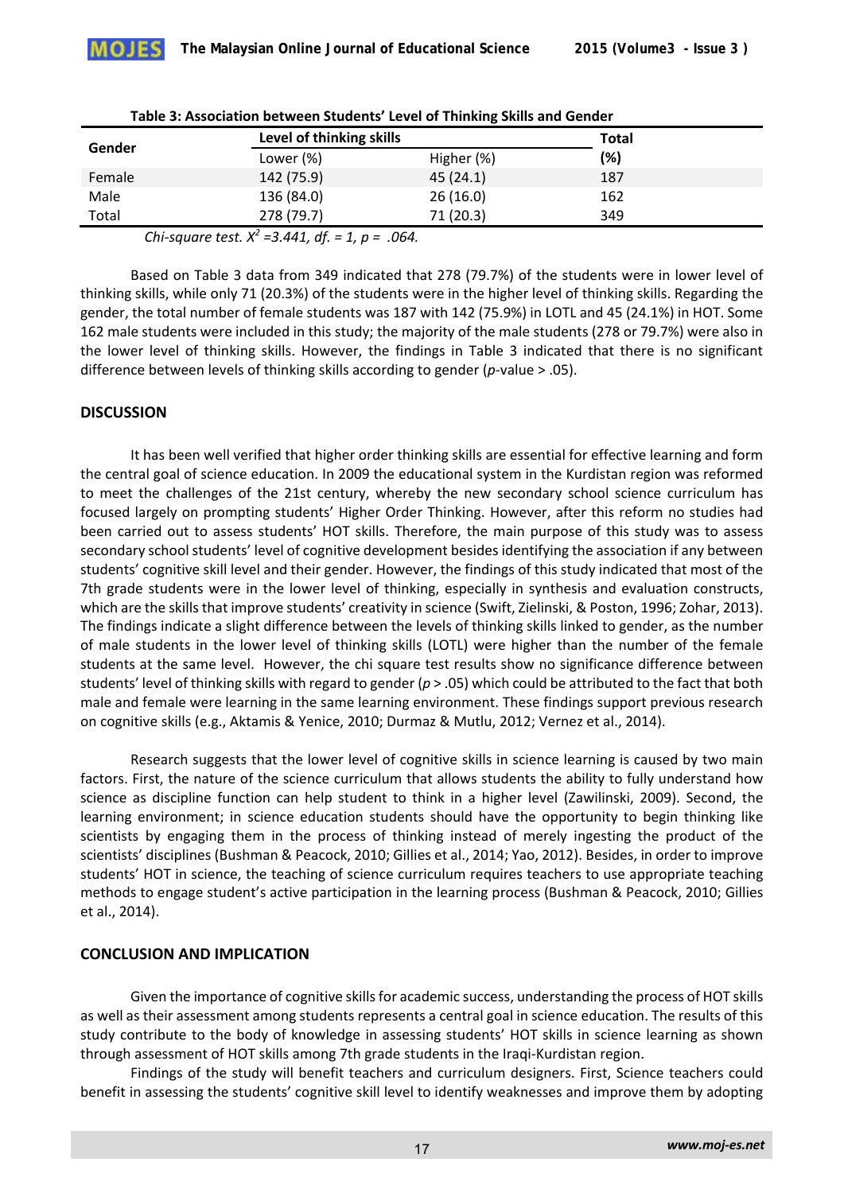**Table 3: Association between Students' Level of Thinking Skills and Gender**

| Gender | Level of thinking skills | | Total |
|---|---|---|---|
| | Lower (%) | Higher (%) | (%) |
| Female | 142 (75.9) | 45 (24.1) | 187 |
| Male | 136 (84.0) | 26 (16.0) | 162 |
| Total | 278 (79.7) | 71 (20.3) | 349 |

*Chi-square test.* $X^2 = 3.441$, *df.* = 1, $p = .064$.

Based on Table 3 data from 349 indicated that 278 (79.7%) of the students were in lower level of thinking skills, while only 71 (20.3%) of the students were in the higher level of thinking skills. Regarding the gender, the total number of female students was 187 with 142 (75.9%) in LOTL and 45 (24.1%) in HOT. Some 162 male students were included in this study; the majority of the male students (278 or 79.7%) were also in the lower level of thinking skills. However, the findings in Table 3 indicated that there is no significant difference between levels of thinking skills according to gender (*p*-value > .05).

## DISCUSSION

It has been well verified that higher order thinking skills are essential for effective learning and form the central goal of science education. In 2009 the educational system in the Kurdistan region was reformed to meet the challenges of the 21st century, whereby the new secondary school science curriculum has focused largely on prompting students' Higher Order Thinking. However, after this reform no studies had been carried out to assess students' HOT skills. Therefore, the main purpose of this study was to assess secondary school students' level of cognitive development besides identifying the association if any between students' cognitive skill level and their gender. However, the findings of this study indicated that most of the 7th grade students were in the lower level of thinking, especially in synthesis and evaluation constructs, which are the skills that improve students' creativity in science (Swift, Zielinski, & Poston, 1996; Zohar, 2013). The findings indicate a slight difference between the levels of thinking skills linked to gender, as the number of male students in the lower level of thinking skills (LOTL) were higher than the number of the female students at the same level. However, the chi square test results show no significance difference between students' level of thinking skills with regard to gender ($p > .05$) which could be attributed to the fact that both male and female were learning in the same learning environment. These findings support previous research on cognitive skills (e.g., Aktamis & Yenice, 2010; Durmaz & Mutlu, 2012; Vernez et al., 2014).

Research suggests that the lower level of cognitive skills in science learning is caused by two main factors. First, the nature of the science curriculum that allows students the ability to fully understand how science as discipline function can help student to think in a higher level (Zawilinski, 2009). Second, the learning environment; in science education students should have the opportunity to begin thinking like scientists by engaging them in the process of thinking instead of merely ingesting the product of the scientists' disciplines (Bushman & Peacock, 2010; Gillies et al., 2014; Yao, 2012). Besides, in order to improve students' HOT in science, the teaching of science curriculum requires teachers to use appropriate teaching methods to engage student's active participation in the learning process (Bushman & Peacock, 2010; Gillies et al., 2014).

## CONCLUSION AND IMPLICATION

Given the importance of cognitive skills for academic success, understanding the process of HOT skills as well as their assessment among students represents a central goal in science education. The results of this study contribute to the body of knowledge in assessing students' HOT skills in science learning as shown through assessment of HOT skills among 7th grade students in the Iraqi-Kurdistan region.

Findings of the study will benefit teachers and curriculum designers. First, Science teachers could benefit in assessing the students' cognitive skill level to identify weaknesses and improve them by adopting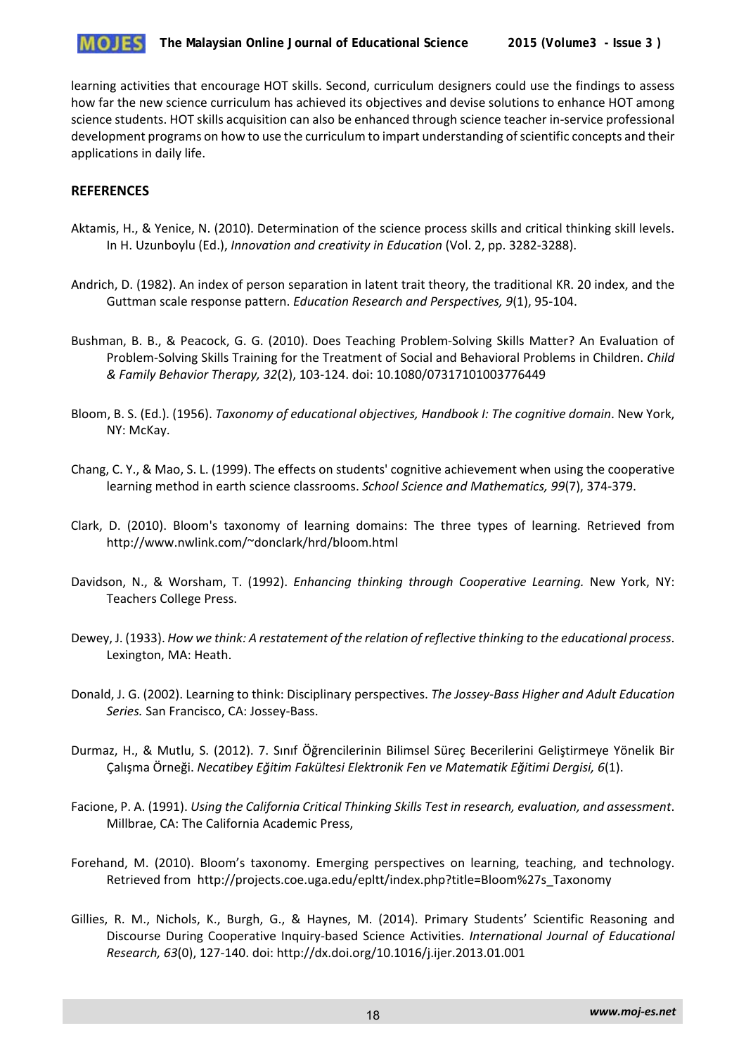learning activities that encourage HOT skills. Second, curriculum designers could use the findings to assess how far the new science curriculum has achieved its objectives and devise solutions to enhance HOT among science students. HOT skills acquisition can also be enhanced through science teacher in-service professional development programs on how to use the curriculum to impart understanding of scientific concepts and their applications in daily life.

## REFERENCES

Aktamis, H., & Yenice, N. (2010). Determination of the science process skills and critical thinking skill levels. In H. Uzunboylu (Ed.), *Innovation and creativity in Education* (Vol. 2, pp. 3282-3288).

Andrich, D. (1982). An index of person separation in latent trait theory, the traditional KR. 20 index, and the Guttman scale response pattern. *Education Research and Perspectives, 9*(1), 95-104.

Bushman, B. B., & Peacock, G. G. (2010). Does Teaching Problem-Solving Skills Matter? An Evaluation of Problem-Solving Skills Training for the Treatment of Social and Behavioral Problems in Children. *Child & Family Behavior Therapy, 32*(2), 103-124. doi: 10.1080/07317101003776449

Bloom, B. S. (Ed.). (1956). *Taxonomy of educational objectives, Handbook I: The cognitive domain*. New York, NY: McKay.

Chang, C. Y., & Mao, S. L. (1999). The effects on students' cognitive achievement when using the cooperative learning method in earth science classrooms. *School Science and Mathematics, 99*(7), 374-379.

Clark, D. (2010). Bloom's taxonomy of learning domains: The three types of learning. Retrieved from http://www.nwlink.com/~donclark/hrd/bloom.html

Davidson, N., & Worsham, T. (1992). *Enhancing thinking through Cooperative Learning.* New York, NY: Teachers College Press.

Dewey, J. (1933). *How we think: A restatement of the relation of reflective thinking to the educational process*. Lexington, MA: Heath.

Donald, J. G. (2002). Learning to think: Disciplinary perspectives. *The Jossey-Bass Higher and Adult Education Series.* San Francisco, CA: Jossey-Bass.

Durmaz, H., & Mutlu, S. (2012). 7. Sınıf Öğrencilerinin Bilimsel Süreç Becerilerini Geliştirmeye Yönelik Bir Çalışma Örneği. *Necatibey Eğitim Fakültesi Elektronik Fen ve Matematik Eğitimi Dergisi, 6*(1).

Facione, P. A. (1991). *Using the California Critical Thinking Skills Test in research, evaluation, and assessment*. Millbrae, CA: The California Academic Press,

Forehand, M. (2010). Bloom's taxonomy. Emerging perspectives on learning, teaching, and technology. Retrieved from http://projects.coe.uga.edu/epltt/index.php?title=Bloom%27s_Taxonomy

Gillies, R. M., Nichols, K., Burgh, G., & Haynes, M. (2014). Primary Students' Scientific Reasoning and Discourse During Cooperative Inquiry-based Science Activities. *International Journal of Educational Research, 63*(0), 127-140. doi: http://dx.doi.org/10.1016/j.ijer.2013.01.001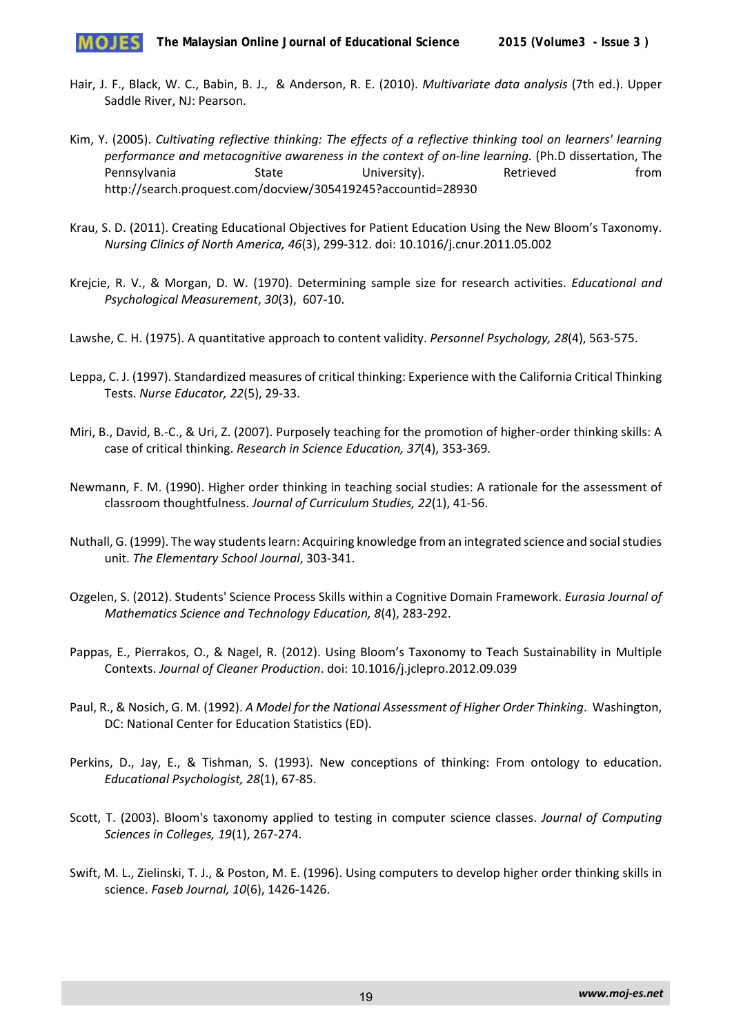Hair, J. F., Black, W. C., Babin, B. J., & Anderson, R. E. (2010). *Multivariate data analysis* (7th ed.). Upper Saddle River, NJ: Pearson.

Kim, Y. (2005). *Cultivating reflective thinking: The effects of a reflective thinking tool on learners' learning performance and metacognitive awareness in the context of on-line learning.* (Ph.D dissertation, The Pennsylvania State University). Retrieved from http://search.proquest.com/docview/305419245?accountid=28930

Krau, S. D. (2011). Creating Educational Objectives for Patient Education Using the New Bloom's Taxonomy. *Nursing Clinics of North America, 46*(3), 299-312. doi: 10.1016/j.cnur.2011.05.002

Krejcie, R. V., & Morgan, D. W. (1970). Determining sample size for research activities. *Educational and Psychological Measurement*, *30*(3), 607-10.

Lawshe, C. H. (1975). A quantitative approach to content validity. *Personnel Psychology, 28*(4), 563-575.

Leppa, C. J. (1997). Standardized measures of critical thinking: Experience with the California Critical Thinking Tests. *Nurse Educator, 22*(5), 29-33.

Miri, B., David, B.-C., & Uri, Z. (2007). Purposely teaching for the promotion of higher-order thinking skills: A case of critical thinking. *Research in Science Education, 37*(4), 353-369.

Newmann, F. M. (1990). Higher order thinking in teaching social studies: A rationale for the assessment of classroom thoughtfulness. *Journal of Curriculum Studies, 22*(1), 41-56.

Nuthall, G. (1999). The way students learn: Acquiring knowledge from an integrated science and social studies unit. *The Elementary School Journal*, 303-341.

Ozgelen, S. (2012). Students' Science Process Skills within a Cognitive Domain Framework. *Eurasia Journal of Mathematics Science and Technology Education, 8*(4), 283-292.

Pappas, E., Pierrakos, O., & Nagel, R. (2012). Using Bloom's Taxonomy to Teach Sustainability in Multiple Contexts. *Journal of Cleaner Production*. doi: 10.1016/j.jclepro.2012.09.039

Paul, R., & Nosich, G. M. (1992). *A Model for the National Assessment of Higher Order Thinking*. Washington, DC: National Center for Education Statistics (ED).

Perkins, D., Jay, E., & Tishman, S. (1993). New conceptions of thinking: From ontology to education. *Educational Psychologist, 28*(1), 67-85.

Scott, T. (2003). Bloom's taxonomy applied to testing in computer science classes. *Journal of Computing Sciences in Colleges, 19*(1), 267-274.

Swift, M. L., Zielinski, T. J., & Poston, M. E. (1996). Using computers to develop higher order thinking skills in science. *Faseb Journal, 10*(6), 1426-1426.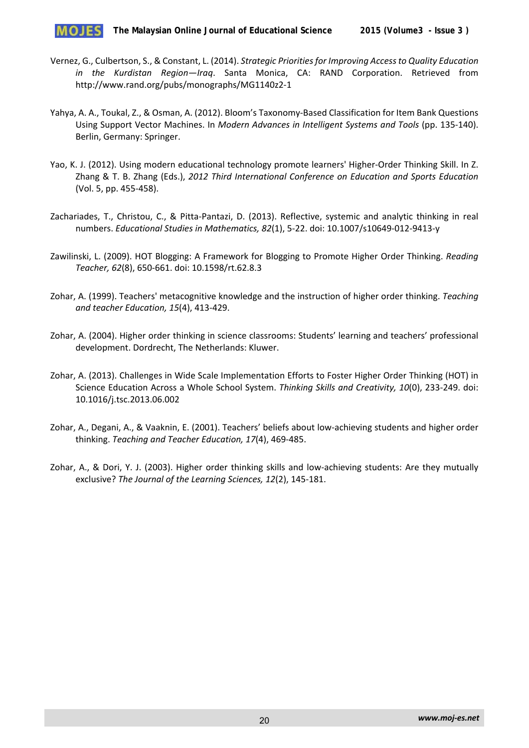Vernez, G., Culbertson, S., & Constant, L. (2014). *Strategic Priorities for Improving Access to Quality Education in the Kurdistan Region—Iraq*. Santa Monica, CA: RAND Corporation. Retrieved from http://www.rand.org/pubs/monographs/MG1140z2-1

Yahya, A. A., Toukal, Z., & Osman, A. (2012). Bloom's Taxonomy-Based Classification for Item Bank Questions Using Support Vector Machines. In *Modern Advances in Intelligent Systems and Tools* (pp. 135-140). Berlin, Germany: Springer.

Yao, K. J. (2012). Using modern educational technology promote learners' Higher-Order Thinking Skill. In Z. Zhang & T. B. Zhang (Eds.), *2012 Third International Conference on Education and Sports Education* (Vol. 5, pp. 455-458).

Zachariades, T., Christou, C., & Pitta-Pantazi, D. (2013). Reflective, systemic and analytic thinking in real numbers. *Educational Studies in Mathematics, 82*(1), 5-22. doi: 10.1007/s10649-012-9413-y

Zawilinski, L. (2009). HOT Blogging: A Framework for Blogging to Promote Higher Order Thinking. *Reading Teacher, 62*(8), 650-661. doi: 10.1598/rt.62.8.3

Zohar, A. (1999). Teachers' metacognitive knowledge and the instruction of higher order thinking. *Teaching and teacher Education, 15*(4), 413-429.

Zohar, A. (2004). Higher order thinking in science classrooms: Students' learning and teachers' professional development. Dordrecht, The Netherlands: Kluwer.

Zohar, A. (2013). Challenges in Wide Scale Implementation Efforts to Foster Higher Order Thinking (HOT) in Science Education Across a Whole School System. *Thinking Skills and Creativity, 10*(0), 233-249. doi: 10.1016/j.tsc.2013.06.002

Zohar, A., Degani, A., & Vaaknin, E. (2001). Teachers' beliefs about low-achieving students and higher order thinking. *Teaching and Teacher Education, 17*(4), 469-485.

Zohar, A., & Dori, Y. J. (2003). Higher order thinking skills and low-achieving students: Are they mutually exclusive? *The Journal of the Learning Sciences, 12*(2), 145-181.